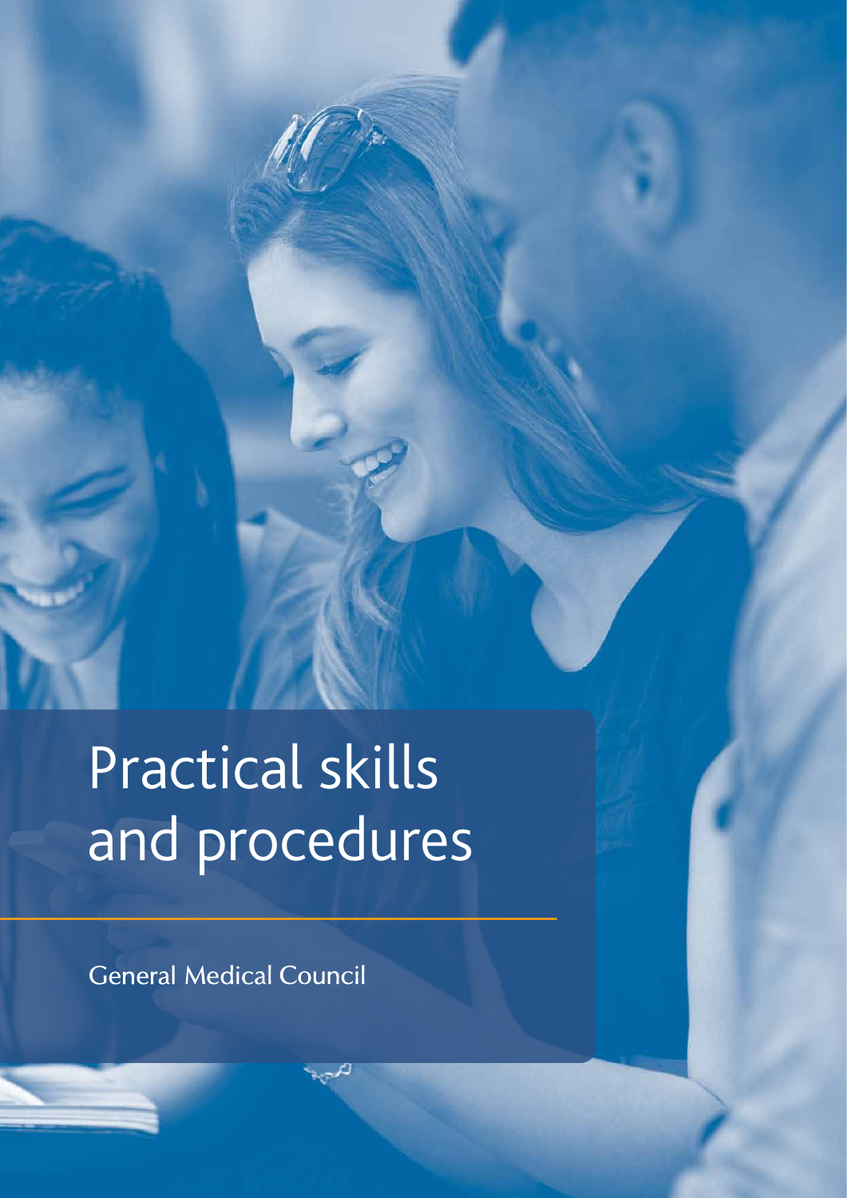# Practical skills and procedures

General Medical Council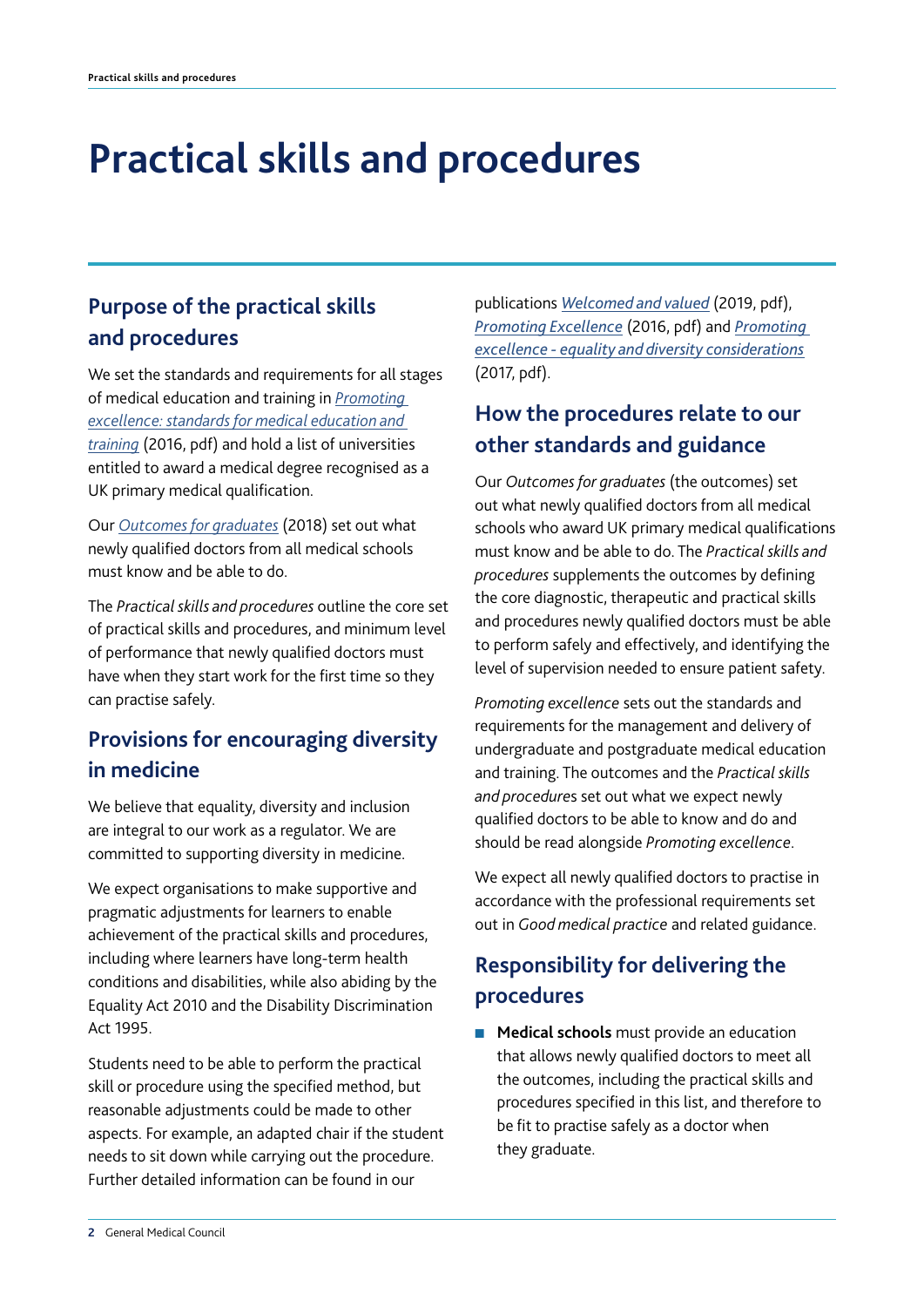# Practical skills and procedures

## Purpose of the practical skills and procedures

We set the standards and requirements for all stages of medical education and training in *Promoting excellence: standards for medical education and training* (2016, pdf) and hold a list of universities entitled to award a medical degree recognised as a UK primary medical qualification.

Our *Outcomes for graduates* (2018) set out what newly qualified doctors from all medical schools must know and be able to do.

The *Practical skills and procedures* outline the core set of practical skills and procedures, and minimum level of performance that newly qualified doctors must have when they start work for the first time so they can practise safely.

## Provisions for encouraging diversity in medicine

We believe that equality, diversity and inclusion are integral to our work as a regulator. We are committed to supporting diversity in medicine.

We expect organisations to make supportive and pragmatic adjustments for learners to enable achievement of the practical skills and procedures, including where learners have long-term health conditions and disabilities, while also abiding by the Equality Act 2010 and the Disability Discrimination Act 1995.

Students need to be able to perform the practical skill or procedure using the specified method, but reasonable adjustments could be made to other aspects. For example, an adapted chair if the student needs to sit down while carrying out the procedure. Further detailed information can be found in our publications *Welcomed and valued* (2019, pdf), *Promoting Excellence* (2016, pdf) and *Promoting excellence - equality and diversity considerations* (2017, pdf).

## How the procedures relate to our other standards and guidance

Our *Outcomes for graduates* (the outcomes) set out what newly qualified doctors from all medical schools who award UK primary medical qualifications must know and be able to do. The *Practical skills and procedures* supplements the outcomes by defining the core diagnostic, therapeutic and practical skills and procedures newly qualified doctors must be able to perform safely and effectively, and identifying the level of supervision needed to ensure patient safety.

*Promoting excellence* sets out the standards and requirements for the management and delivery of undergraduate and postgraduate medical education and training. The outcomes and the *Practical skills and procedures* set out what we expect newly qualified doctors to be able to know and do and should be read alongside *Promoting excellence*.

We expect all newly qualified doctors to practise in accordance with the professional requirements set out in *Good medical practice* and related guidance.

## Responsibility for delivering the procedures

- **Medical schools** must provide an education that allows newly qualified doctors to meet all the outcomes, including the practical skills and procedures specified in this list, and therefore to be fit to practise safely as a doctor when they graduate.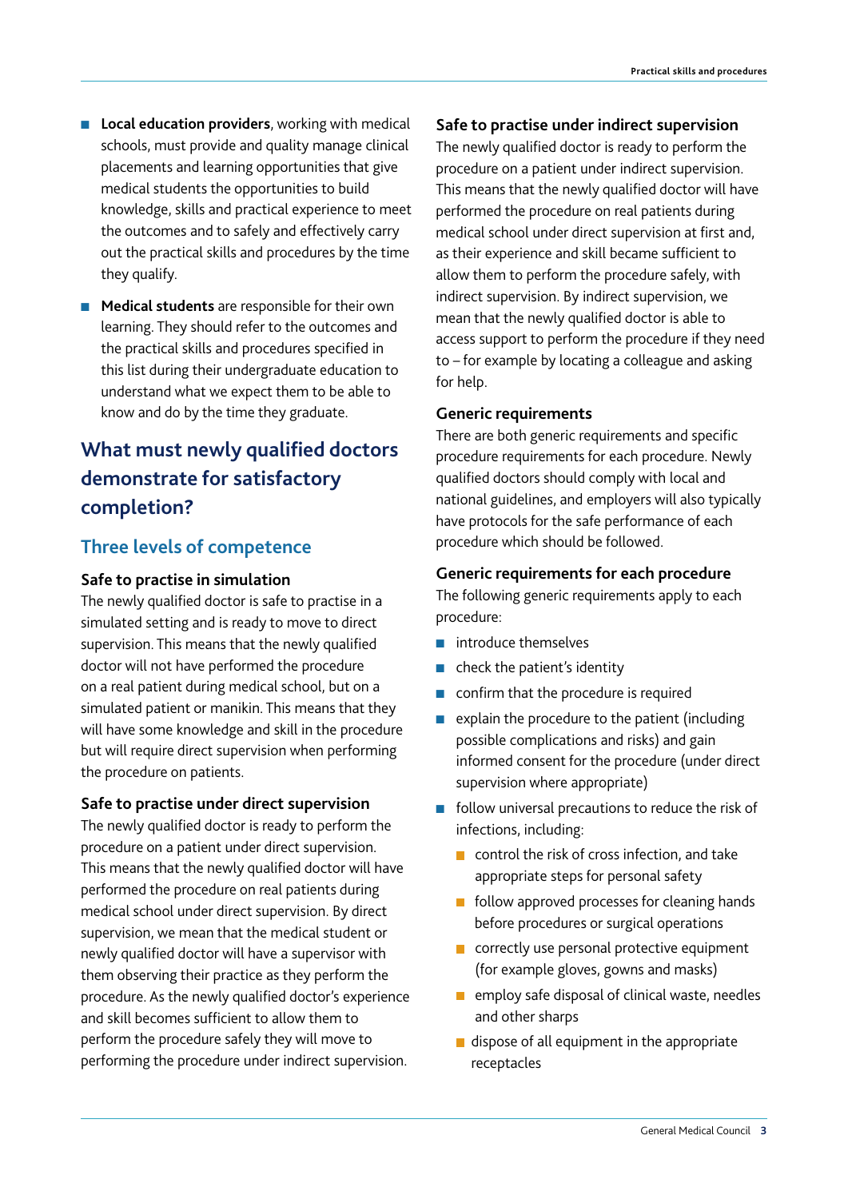- **Local education providers**, working with medical schools, must provide and quality manage clinical placements and learning opportunities that give medical students the opportunities to build knowledge, skills and practical experience to meet the outcomes and to safely and effectively carry out the practical skills and procedures by the time they qualify.
- **Medical students** are responsible for their own learning. They should refer to the outcomes and the practical skills and procedures specified in this list during their undergraduate education to understand what we expect them to be able to know and do by the time they graduate.

## What must newly qualified doctors demonstrate for satisfactory completion?

### Three levels of competence

#### Safe to practise in simulation

The newly qualified doctor is safe to practise in a simulated setting and is ready to move to direct supervision. This means that the newly qualified doctor will not have performed the procedure on a real patient during medical school, but on a simulated patient or manikin. This means that they will have some knowledge and skill in the procedure but will require direct supervision when performing the procedure on patients.

#### Safe to practise under direct supervision

The newly qualified doctor is ready to perform the procedure on a patient under direct supervision. This means that the newly qualified doctor will have performed the procedure on real patients during medical school under direct supervision. By direct supervision, we mean that the medical student or newly qualified doctor will have a supervisor with them observing their practice as they perform the procedure. As the newly qualified doctor's experience and skill becomes sufficient to allow them to perform the procedure safely they will move to performing the procedure under indirect supervision.

#### Safe to practise under indirect supervision

The newly qualified doctor is ready to perform the procedure on a patient under indirect supervision. This means that the newly qualified doctor will have performed the procedure on real patients during medical school under direct supervision at first and, as their experience and skill became sufficient to allow them to perform the procedure safely, with indirect supervision. By indirect supervision, we mean that the newly qualified doctor is able to access support to perform the procedure if they need to – for example by locating a colleague and asking for help.

#### Generic requirements

There are both generic requirements and specific procedure requirements for each procedure. Newly qualified doctors should comply with local and national guidelines, and employers will also typically have protocols for the safe performance of each procedure which should be followed.

#### Generic requirements for each procedure

The following generic requirements apply to each procedure:

- introduce themselves
- check the patient's identity
- confirm that the procedure is required
- explain the procedure to the patient (including possible complications and risks) and gain informed consent for the procedure (under direct supervision where appropriate)
- follow universal precautions to reduce the risk of infections, including:
  - control the risk of cross infection, and take appropriate steps for personal safety
  - follow approved processes for cleaning hands before procedures or surgical operations
  - correctly use personal protective equipment (for example gloves, gowns and masks)
  - employ safe disposal of clinical waste, needles and other sharps
  - dispose of all equipment in the appropriate receptacles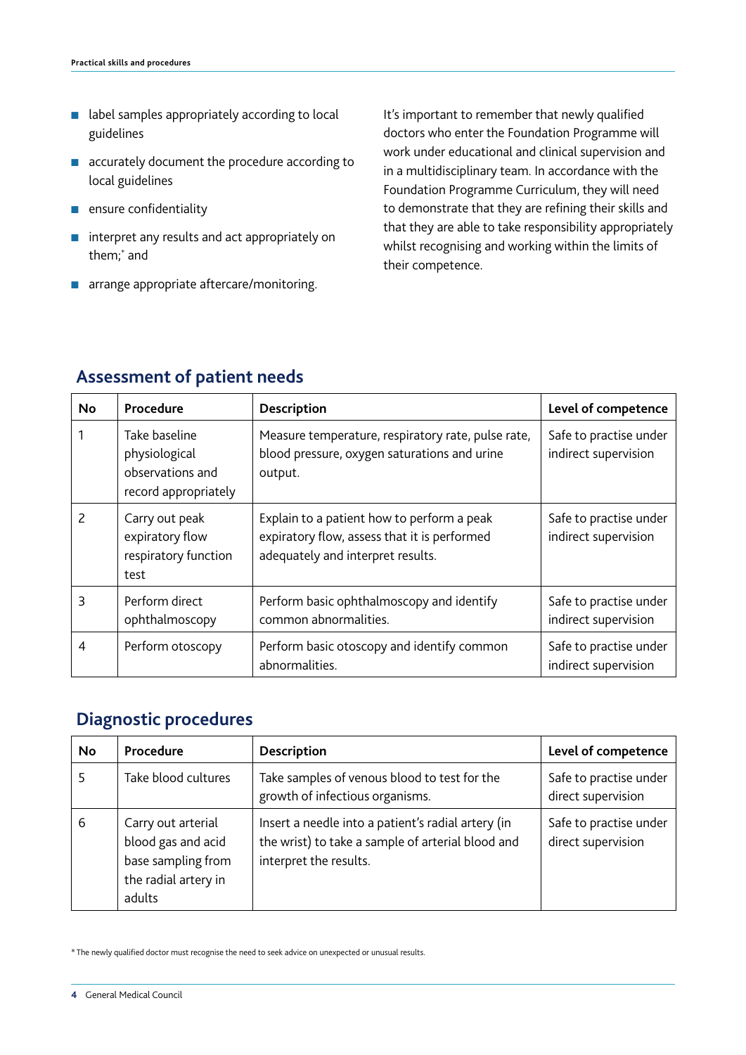- label samples appropriately according to local guidelines
- accurately document the procedure according to local guidelines
- ensure confidentiality
- interpret any results and act appropriately on them;* and
- arrange appropriate aftercare/monitoring.

It's important to remember that newly qualified doctors who enter the Foundation Programme will work under educational and clinical supervision and in a multidisciplinary team. In accordance with the Foundation Programme Curriculum, they will need to demonstrate that they are refining their skills and that they are able to take responsibility appropriately whilst recognising and working within the limits of their competence.

## Assessment of patient needs

| No | Procedure | Description | Level of competence |
|---|---|---|---|
| 1 | Take baseline physiological observations and record appropriately | Measure temperature, respiratory rate, pulse rate, blood pressure, oxygen saturations and urine output. | Safe to practise under indirect supervision |
| 2 | Carry out peak expiratory flow respiratory function test | Explain to a patient how to perform a peak expiratory flow, assess that it is performed adequately and interpret results. | Safe to practise under indirect supervision |
| 3 | Perform direct ophthalmoscopy | Perform basic ophthalmoscopy and identify common abnormalities. | Safe to practise under indirect supervision |
| 4 | Perform otoscopy | Perform basic otoscopy and identify common abnormalities. | Safe to practise under indirect supervision |

## Diagnostic procedures

| No | Procedure | Description | Level of competence |
|---|---|---|---|
| 5 | Take blood cultures | Take samples of venous blood to test for the growth of infectious organisms. | Safe to practise under direct supervision |
| 6 | Carry out arterial blood gas and acid base sampling from the radial artery in adults | Insert a needle into a patient's radial artery (in the wrist) to take a sample of arterial blood and interpret the results. | Safe to practise under direct supervision |

* The newly qualified doctor must recognise the need to seek advice on unexpected or unusual results.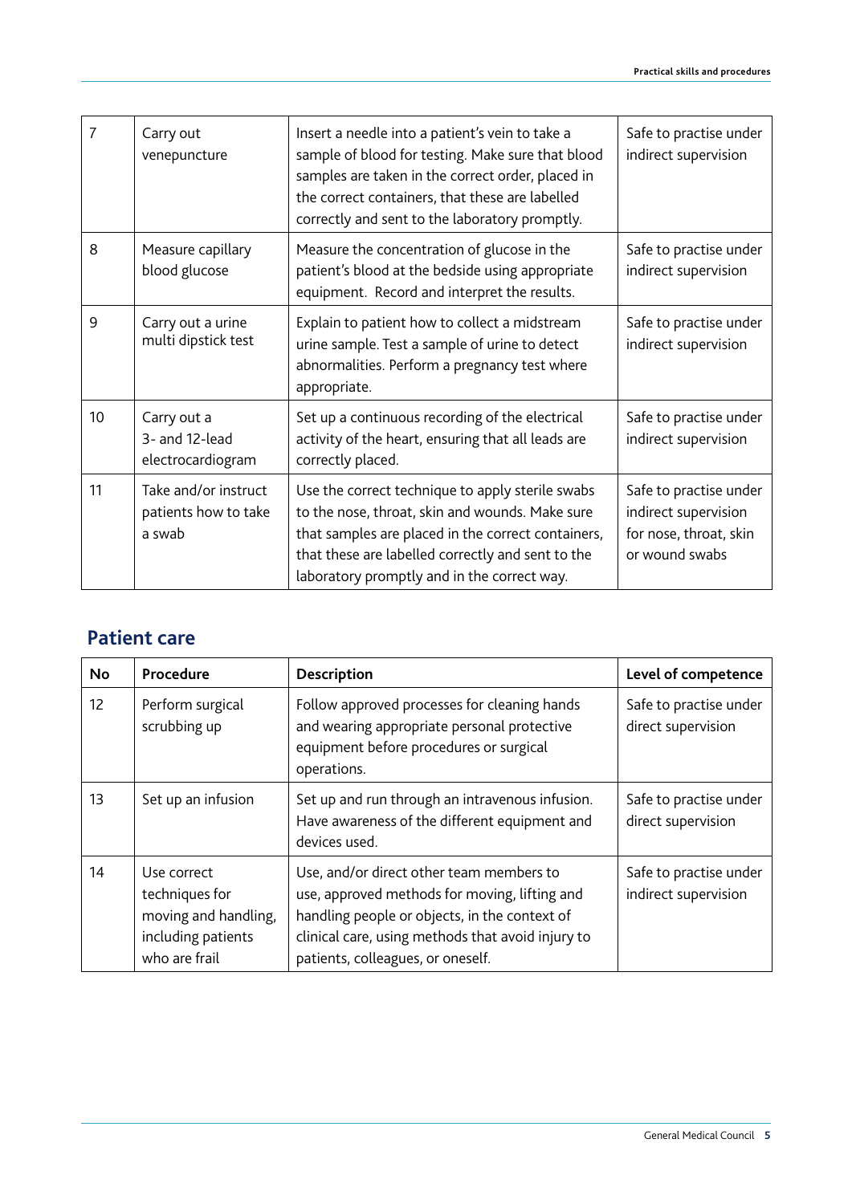| No | Procedure | Description | Level of competence |
|---|---|---|---|
| 7 | Carry out venepuncture | Insert a needle into a patient's vein to take a sample of blood for testing. Make sure that blood samples are taken in the correct order, placed in the correct containers, that these are labelled correctly and sent to the laboratory promptly. | Safe to practise under indirect supervision |
| 8 | Measure capillary blood glucose | Measure the concentration of glucose in the patient's blood at the bedside using appropriate equipment. Record and interpret the results. | Safe to practise under indirect supervision |
| 9 | Carry out a urine multi dipstick test | Explain to patient how to collect a midstream urine sample. Test a sample of urine to detect abnormalities. Perform a pregnancy test where appropriate. | Safe to practise under indirect supervision |
| 10 | Carry out a 3- and 12-lead electrocardiogram | Set up a continuous recording of the electrical activity of the heart, ensuring that all leads are correctly placed. | Safe to practise under indirect supervision |
| 11 | Take and/or instruct patients how to take a swab | Use the correct technique to apply sterile swabs to the nose, throat, skin and wounds. Make sure that samples are placed in the correct containers, that these are labelled correctly and sent to the laboratory promptly and in the correct way. | Safe to practise under indirect supervision for nose, throat, skin or wound swabs |

## Patient care

| No | Procedure | Description | Level of competence |
|---|---|---|---|
| 12 | Perform surgical scrubbing up | Follow approved processes for cleaning hands and wearing appropriate personal protective equipment before procedures or surgical operations. | Safe to practise under direct supervision |
| 13 | Set up an infusion | Set up and run through an intravenous infusion. Have awareness of the different equipment and devices used. | Safe to practise under direct supervision |
| 14 | Use correct techniques for moving and handling, including patients who are frail | Use, and/or direct other team members to use, approved methods for moving, lifting and handling people or objects, in the context of clinical care, using methods that avoid injury to patients, colleagues, or oneself. | Safe to practise under indirect supervision |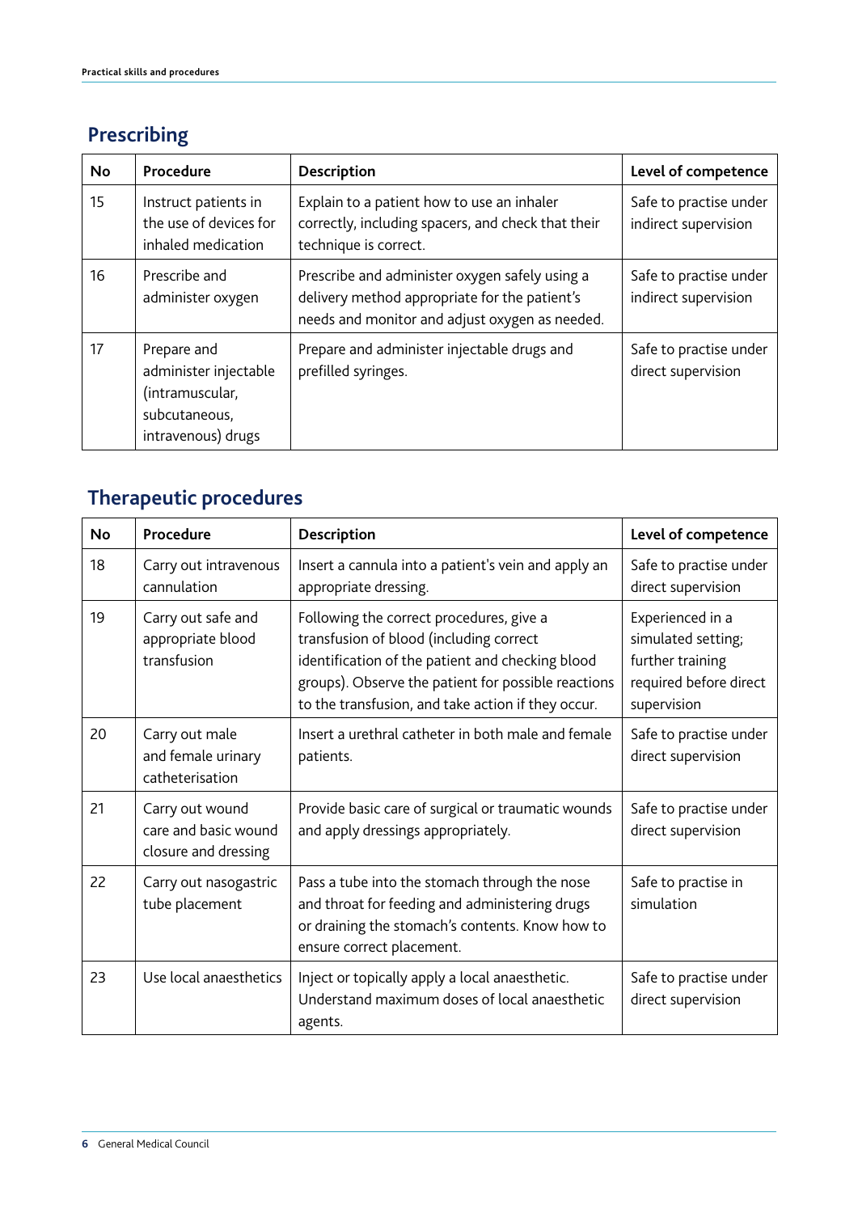## Prescribing

| No | Procedure | Description | Level of competence |
|---|---|---|---|
| 15 | Instruct patients in the use of devices for inhaled medication | Explain to a patient how to use an inhaler correctly, including spacers, and check that their technique is correct. | Safe to practise under indirect supervision |
| 16 | Prescribe and administer oxygen | Prescribe and administer oxygen safely using a delivery method appropriate for the patient's needs and monitor and adjust oxygen as needed. | Safe to practise under indirect supervision |
| 17 | Prepare and administer injectable (intramuscular, subcutaneous, intravenous) drugs | Prepare and administer injectable drugs and prefilled syringes. | Safe to practise under direct supervision |

## Therapeutic procedures

| No | Procedure | Description | Level of competence |
|---|---|---|---|
| 18 | Carry out intravenous cannulation | Insert a cannula into a patient's vein and apply an appropriate dressing. | Safe to practise under direct supervision |
| 19 | Carry out safe and appropriate blood transfusion | Following the correct procedures, give a transfusion of blood (including correct identification of the patient and checking blood groups). Observe the patient for possible reactions to the transfusion, and take action if they occur. | Experienced in a simulated setting; further training required before direct supervision |
| 20 | Carry out male and female urinary catheterisation | Insert a urethral catheter in both male and female patients. | Safe to practise under direct supervision |
| 21 | Carry out wound care and basic wound closure and dressing | Provide basic care of surgical or traumatic wounds and apply dressings appropriately. | Safe to practise under direct supervision |
| 22 | Carry out nasogastric tube placement | Pass a tube into the stomach through the nose and throat for feeding and administering drugs or draining the stomach's contents. Know how to ensure correct placement. | Safe to practise in simulation |
| 23 | Use local anaesthetics | Inject or topically apply a local anaesthetic. Understand maximum doses of local anaesthetic agents. | Safe to practise under direct supervision |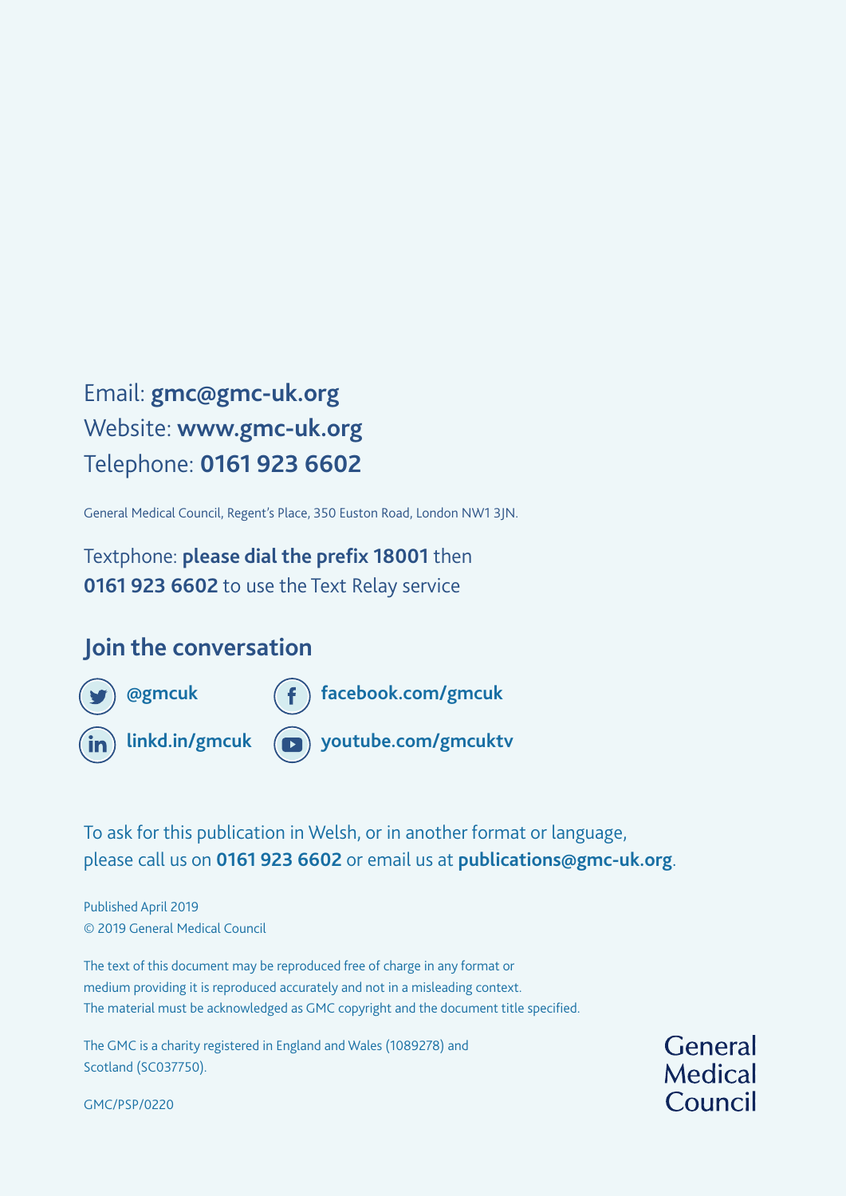Email: **gmc@gmc-uk.org**
Website: **www.gmc-uk.org**
Telephone: **0161 923 6602**

General Medical Council, Regent's Place, 350 Euston Road, London NW1 3JN.

Textphone: **please dial the prefix 18001** then **0161 923 6602** to use the Text Relay service

## Join the conversation

**@gmcuk**

**facebook.com/gmcuk**

**linkd.in/gmcuk**

**youtube.com/gmcuktv**

To ask for this publication in Welsh, or in another format or language, please call us on **0161 923 6602** or email us at **publications@gmc-uk.org**.

Published April 2019
© 2019 General Medical Council

The text of this document may be reproduced free of charge in any format or medium providing it is reproduced accurately and not in a misleading context. The material must be acknowledged as GMC copyright and the document title specified.

The GMC is a charity registered in England and Wales (1089278) and Scotland (SC037750).

GMC/PSP/0220

General Medical Council